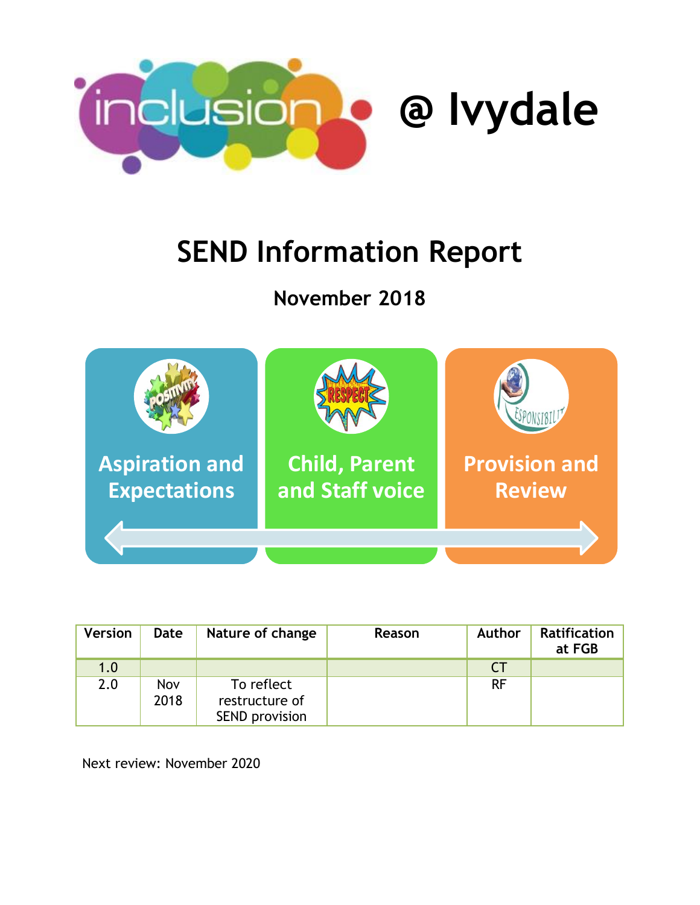# inclusion @ Ivydale

# SEND Information Report

## November 2018

**Aspiration and Expectations** | **Child, Parent and Staff voice** | **Provision and Review**

| Version | Date | Nature of change | Reason | Author | Ratification at FGB |
|---|---|---|---|---|---|
| 1.0 | | | | CT | |
| 2.0 | Nov 2018 | To reflect restructure of SEND provision | | RF | |

Next review: November 2020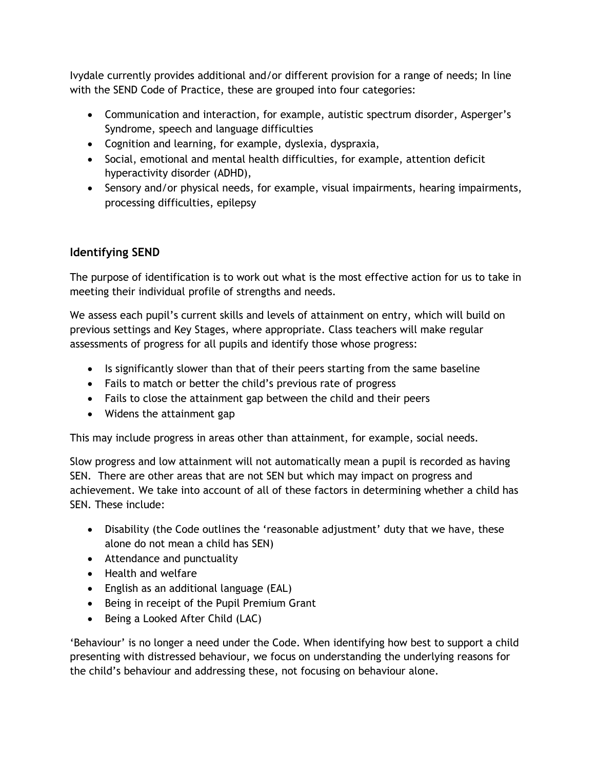Ivydale currently provides additional and/or different provision for a range of needs; In line with the SEND Code of Practice, these are grouped into four categories:

- Communication and interaction, for example, autistic spectrum disorder, Asperger's Syndrome, speech and language difficulties
- Cognition and learning, for example, dyslexia, dyspraxia,
- Social, emotional and mental health difficulties, for example, attention deficit hyperactivity disorder (ADHD),
- Sensory and/or physical needs, for example, visual impairments, hearing impairments, processing difficulties, epilepsy

## Identifying SEND

The purpose of identification is to work out what is the most effective action for us to take in meeting their individual profile of strengths and needs.

We assess each pupil's current skills and levels of attainment on entry, which will build on previous settings and Key Stages, where appropriate. Class teachers will make regular assessments of progress for all pupils and identify those whose progress:

- Is significantly slower than that of their peers starting from the same baseline
- Fails to match or better the child's previous rate of progress
- Fails to close the attainment gap between the child and their peers
- Widens the attainment gap

This may include progress in areas other than attainment, for example, social needs.

Slow progress and low attainment will not automatically mean a pupil is recorded as having SEN. There are other areas that are not SEN but which may impact on progress and achievement. We take into account of all of these factors in determining whether a child has SEN. These include:

- Disability (the Code outlines the 'reasonable adjustment' duty that we have, these alone do not mean a child has SEN)
- Attendance and punctuality
- Health and welfare
- English as an additional language (EAL)
- Being in receipt of the Pupil Premium Grant
- Being a Looked After Child (LAC)

'Behaviour' is no longer a need under the Code. When identifying how best to support a child presenting with distressed behaviour, we focus on understanding the underlying reasons for the child's behaviour and addressing these, not focusing on behaviour alone.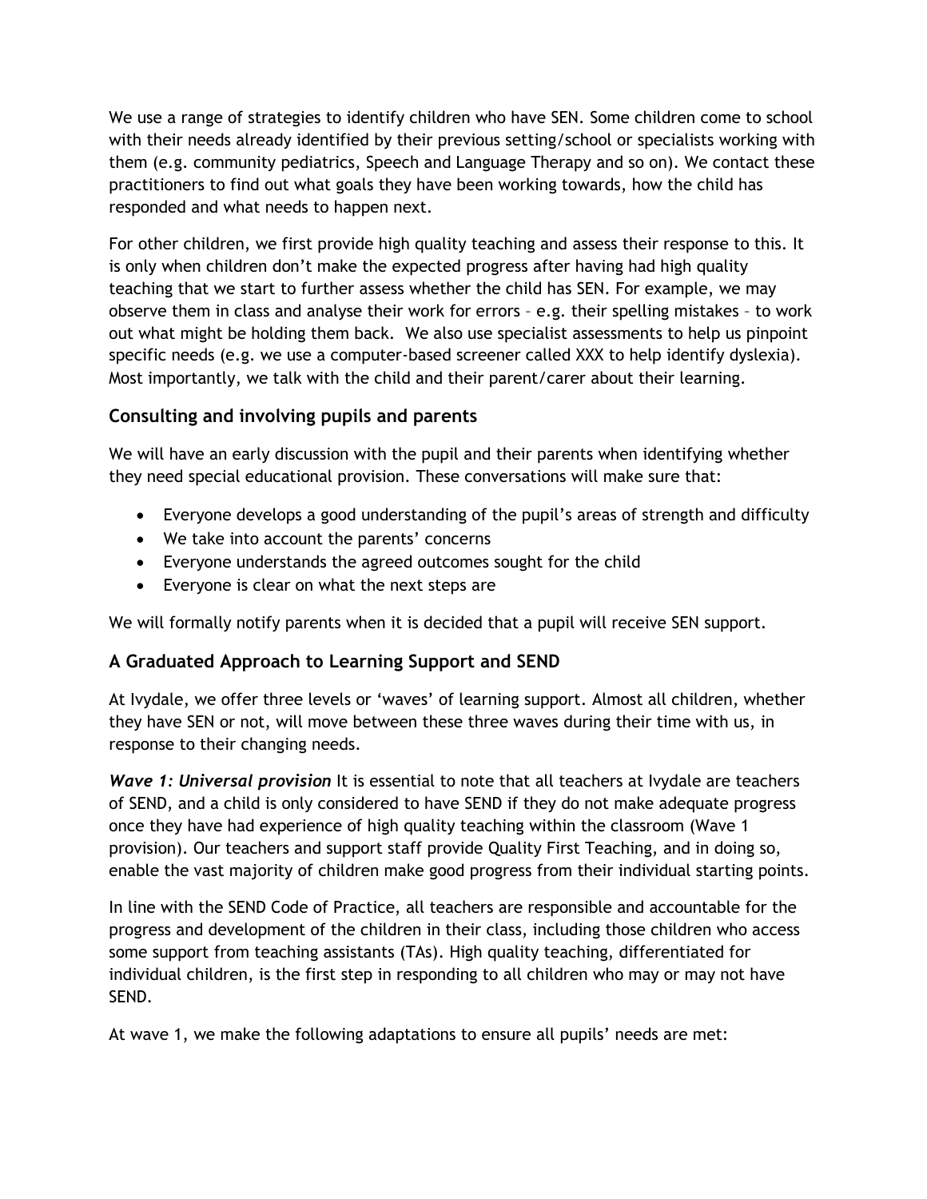We use a range of strategies to identify children who have SEN. Some children come to school with their needs already identified by their previous setting/school or specialists working with them (e.g. community pediatrics, Speech and Language Therapy and so on). We contact these practitioners to find out what goals they have been working towards, how the child has responded and what needs to happen next.

For other children, we first provide high quality teaching and assess their response to this. It is only when children don't make the expected progress after having had high quality teaching that we start to further assess whether the child has SEN. For example, we may observe them in class and analyse their work for errors – e.g. their spelling mistakes – to work out what might be holding them back. We also use specialist assessments to help us pinpoint specific needs (e.g. we use a computer-based screener called XXX to help identify dyslexia). Most importantly, we talk with the child and their parent/carer about their learning.

### Consulting and involving pupils and parents

We will have an early discussion with the pupil and their parents when identifying whether they need special educational provision. These conversations will make sure that:

- Everyone develops a good understanding of the pupil's areas of strength and difficulty
- We take into account the parents' concerns
- Everyone understands the agreed outcomes sought for the child
- Everyone is clear on what the next steps are

We will formally notify parents when it is decided that a pupil will receive SEN support.

### A Graduated Approach to Learning Support and SEND

At Ivydale, we offer three levels or 'waves' of learning support. Almost all children, whether they have SEN or not, will move between these three waves during their time with us, in response to their changing needs.

***Wave 1: Universal provision*** It is essential to note that all teachers at Ivydale are teachers of SEND, and a child is only considered to have SEND if they do not make adequate progress once they have had experience of high quality teaching within the classroom (Wave 1 provision). Our teachers and support staff provide Quality First Teaching, and in doing so, enable the vast majority of children make good progress from their individual starting points.

In line with the SEND Code of Practice, all teachers are responsible and accountable for the progress and development of the children in their class, including those children who access some support from teaching assistants (TAs). High quality teaching, differentiated for individual children, is the first step in responding to all children who may or may not have SEND.

At wave 1, we make the following adaptations to ensure all pupils' needs are met: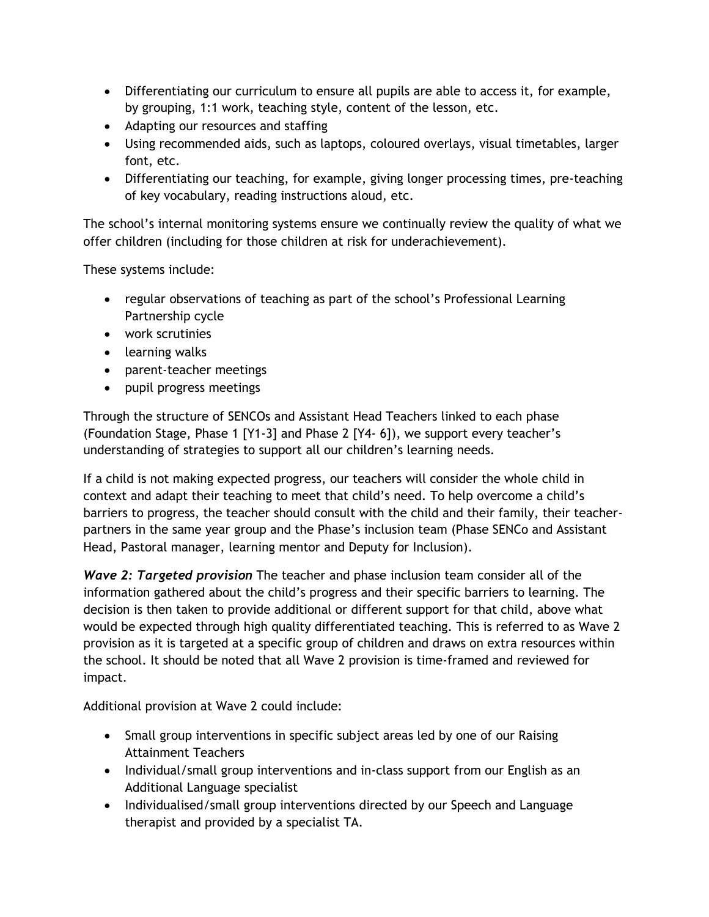- Differentiating our curriculum to ensure all pupils are able to access it, for example, by grouping, 1:1 work, teaching style, content of the lesson, etc.
- Adapting our resources and staffing
- Using recommended aids, such as laptops, coloured overlays, visual timetables, larger font, etc.
- Differentiating our teaching, for example, giving longer processing times, pre-teaching of key vocabulary, reading instructions aloud, etc.

The school's internal monitoring systems ensure we continually review the quality of what we offer children (including for those children at risk for underachievement).

These systems include:

- regular observations of teaching as part of the school's Professional Learning Partnership cycle
- work scrutinies
- learning walks
- parent-teacher meetings
- pupil progress meetings

Through the structure of SENCOs and Assistant Head Teachers linked to each phase (Foundation Stage, Phase 1 [Y1-3] and Phase 2 [Y4- 6]), we support every teacher's understanding of strategies to support all our children's learning needs.

If a child is not making expected progress, our teachers will consider the whole child in context and adapt their teaching to meet that child's need. To help overcome a child's barriers to progress, the teacher should consult with the child and their family, their teacher-partners in the same year group and the Phase's inclusion team (Phase SENCo and Assistant Head, Pastoral manager, learning mentor and Deputy for Inclusion).

***Wave 2: Targeted provision*** The teacher and phase inclusion team consider all of the information gathered about the child's progress and their specific barriers to learning. The decision is then taken to provide additional or different support for that child, above what would be expected through high quality differentiated teaching. This is referred to as Wave 2 provision as it is targeted at a specific group of children and draws on extra resources within the school. It should be noted that all Wave 2 provision is time-framed and reviewed for impact.

Additional provision at Wave 2 could include:

- Small group interventions in specific subject areas led by one of our Raising Attainment Teachers
- Individual/small group interventions and in-class support from our English as an Additional Language specialist
- Individualised/small group interventions directed by our Speech and Language therapist and provided by a specialist TA.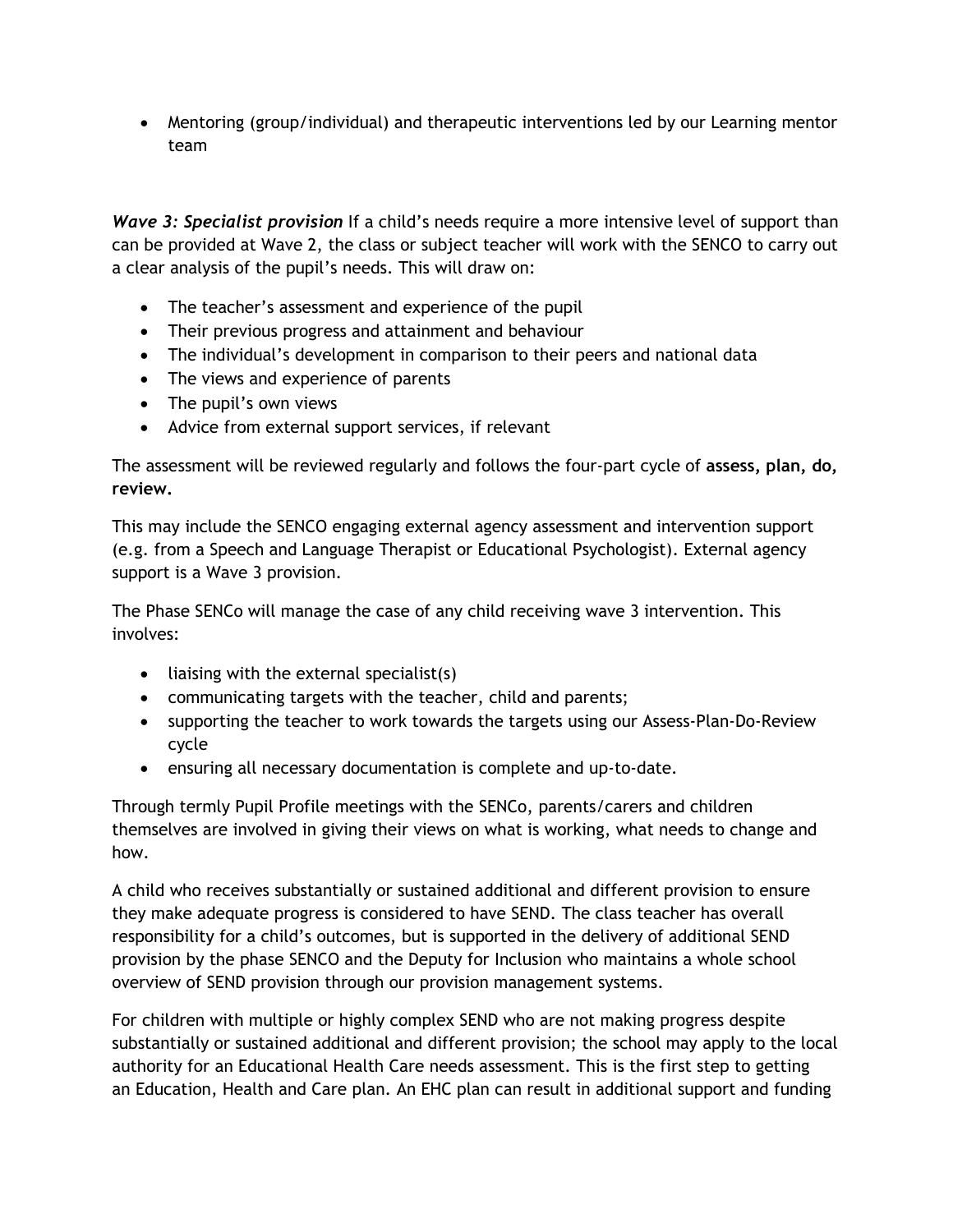- Mentoring (group/individual) and therapeutic interventions led by our Learning mentor team

***Wave 3: Specialist provision*** If a child's needs require a more intensive level of support than can be provided at Wave 2, the class or subject teacher will work with the SENCO to carry out a clear analysis of the pupil's needs. This will draw on:

- The teacher's assessment and experience of the pupil
- Their previous progress and attainment and behaviour
- The individual's development in comparison to their peers and national data
- The views and experience of parents
- The pupil's own views
- Advice from external support services, if relevant

The assessment will be reviewed regularly and follows the four-part cycle of **assess, plan, do, review.**

This may include the SENCO engaging external agency assessment and intervention support (e.g. from a Speech and Language Therapist or Educational Psychologist). External agency support is a Wave 3 provision.

The Phase SENCo will manage the case of any child receiving wave 3 intervention. This involves:

- liaising with the external specialist(s)
- communicating targets with the teacher, child and parents;
- supporting the teacher to work towards the targets using our Assess-Plan-Do-Review cycle
- ensuring all necessary documentation is complete and up-to-date.

Through termly Pupil Profile meetings with the SENCo, parents/carers and children themselves are involved in giving their views on what is working, what needs to change and how.

A child who receives substantially or sustained additional and different provision to ensure they make adequate progress is considered to have SEND. The class teacher has overall responsibility for a child's outcomes, but is supported in the delivery of additional SEND provision by the phase SENCO and the Deputy for Inclusion who maintains a whole school overview of SEND provision through our provision management systems.

For children with multiple or highly complex SEND who are not making progress despite substantially or sustained additional and different provision; the school may apply to the local authority for an Educational Health Care needs assessment. This is the first step to getting an Education, Health and Care plan. An EHC plan can result in additional support and funding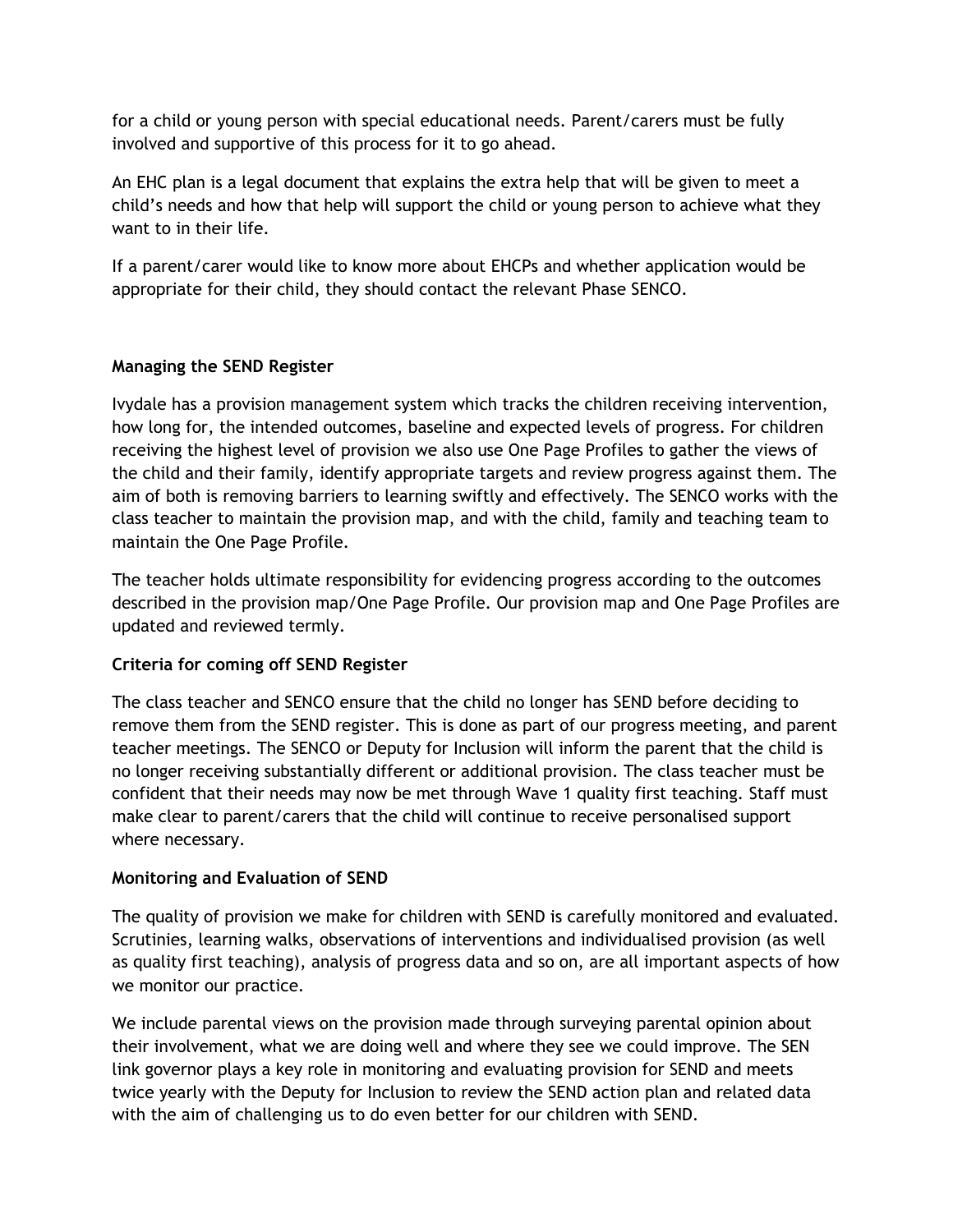for a child or young person with special educational needs. Parent/carers must be fully involved and supportive of this process for it to go ahead.

An EHC plan is a legal document that explains the extra help that will be given to meet a child's needs and how that help will support the child or young person to achieve what they want to in their life.

If a parent/carer would like to know more about EHCPs and whether application would be appropriate for their child, they should contact the relevant Phase SENCO.

**Managing the SEND Register**

Ivydale has a provision management system which tracks the children receiving intervention, how long for, the intended outcomes, baseline and expected levels of progress. For children receiving the highest level of provision we also use One Page Profiles to gather the views of the child and their family, identify appropriate targets and review progress against them. The aim of both is removing barriers to learning swiftly and effectively. The SENCO works with the class teacher to maintain the provision map, and with the child, family and teaching team to maintain the One Page Profile.

The teacher holds ultimate responsibility for evidencing progress according to the outcomes described in the provision map/One Page Profile. Our provision map and One Page Profiles are updated and reviewed termly.

**Criteria for coming off SEND Register**

The class teacher and SENCO ensure that the child no longer has SEND before deciding to remove them from the SEND register. This is done as part of our progress meeting, and parent teacher meetings. The SENCO or Deputy for Inclusion will inform the parent that the child is no longer receiving substantially different or additional provision. The class teacher must be confident that their needs may now be met through Wave 1 quality first teaching. Staff must make clear to parent/carers that the child will continue to receive personalised support where necessary.

**Monitoring and Evaluation of SEND**

The quality of provision we make for children with SEND is carefully monitored and evaluated. Scrutinies, learning walks, observations of interventions and individualised provision (as well as quality first teaching), analysis of progress data and so on, are all important aspects of how we monitor our practice.

We include parental views on the provision made through surveying parental opinion about their involvement, what we are doing well and where they see we could improve. The SEN link governor plays a key role in monitoring and evaluating provision for SEND and meets twice yearly with the Deputy for Inclusion to review the SEND action plan and related data with the aim of challenging us to do even better for our children with SEND.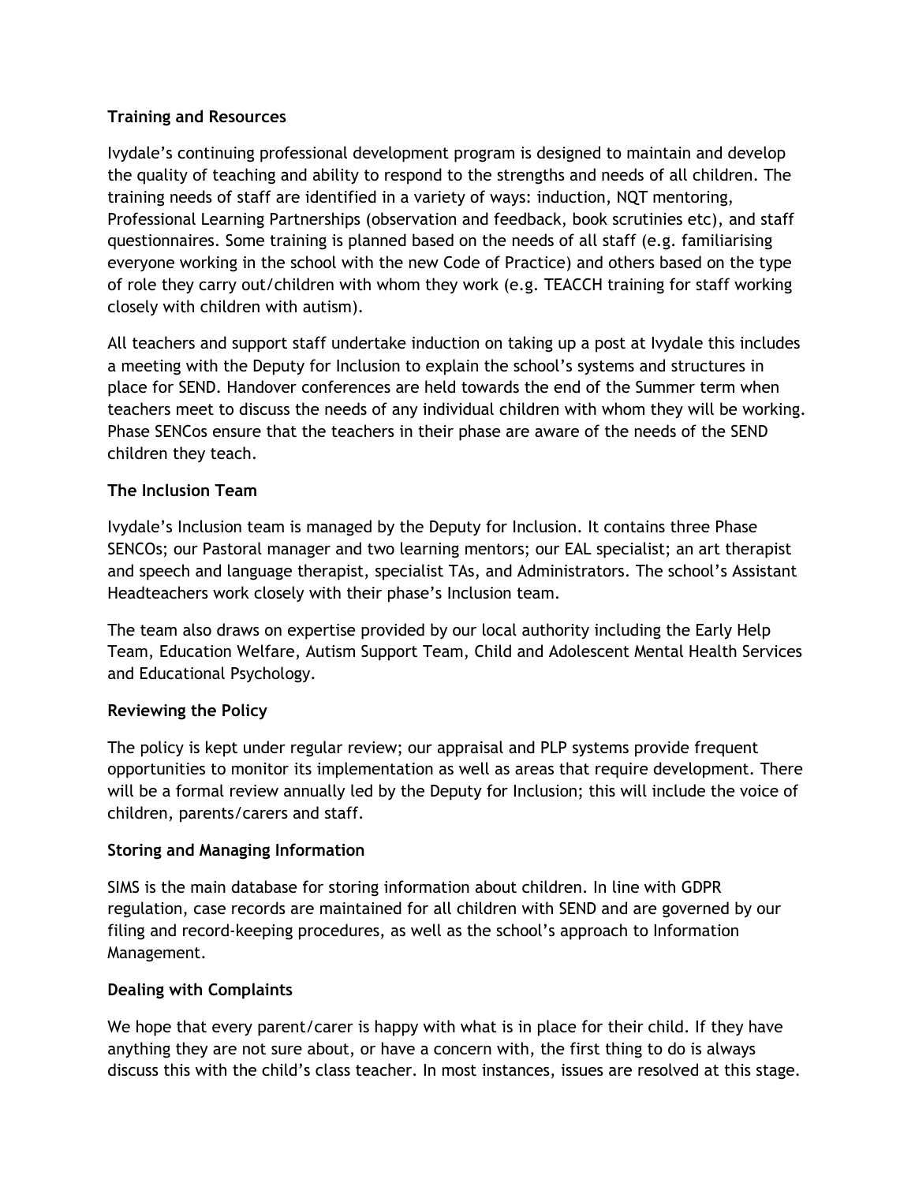**Training and Resources**

Ivydale's continuing professional development program is designed to maintain and develop the quality of teaching and ability to respond to the strengths and needs of all children. The training needs of staff are identified in a variety of ways: induction, NQT mentoring, Professional Learning Partnerships (observation and feedback, book scrutinies etc), and staff questionnaires. Some training is planned based on the needs of all staff (e.g. familiarising everyone working in the school with the new Code of Practice) and others based on the type of role they carry out/children with whom they work (e.g. TEACCH training for staff working closely with children with autism).

All teachers and support staff undertake induction on taking up a post at Ivydale this includes a meeting with the Deputy for Inclusion to explain the school's systems and structures in place for SEND. Handover conferences are held towards the end of the Summer term when teachers meet to discuss the needs of any individual children with whom they will be working. Phase SENCos ensure that the teachers in their phase are aware of the needs of the SEND children they teach.

**The Inclusion Team**

Ivydale's Inclusion team is managed by the Deputy for Inclusion. It contains three Phase SENCOs; our Pastoral manager and two learning mentors; our EAL specialist; an art therapist and speech and language therapist, specialist TAs, and Administrators. The school's Assistant Headteachers work closely with their phase's Inclusion team.

The team also draws on expertise provided by our local authority including the Early Help Team, Education Welfare, Autism Support Team, Child and Adolescent Mental Health Services and Educational Psychology.

**Reviewing the Policy**

The policy is kept under regular review; our appraisal and PLP systems provide frequent opportunities to monitor its implementation as well as areas that require development. There will be a formal review annually led by the Deputy for Inclusion; this will include the voice of children, parents/carers and staff.

**Storing and Managing Information**

SIMS is the main database for storing information about children. In line with GDPR regulation, case records are maintained for all children with SEND and are governed by our filing and record-keeping procedures, as well as the school's approach to Information Management.

**Dealing with Complaints**

We hope that every parent/carer is happy with what is in place for their child. If they have anything they are not sure about, or have a concern with, the first thing to do is always discuss this with the child's class teacher. In most instances, issues are resolved at this stage.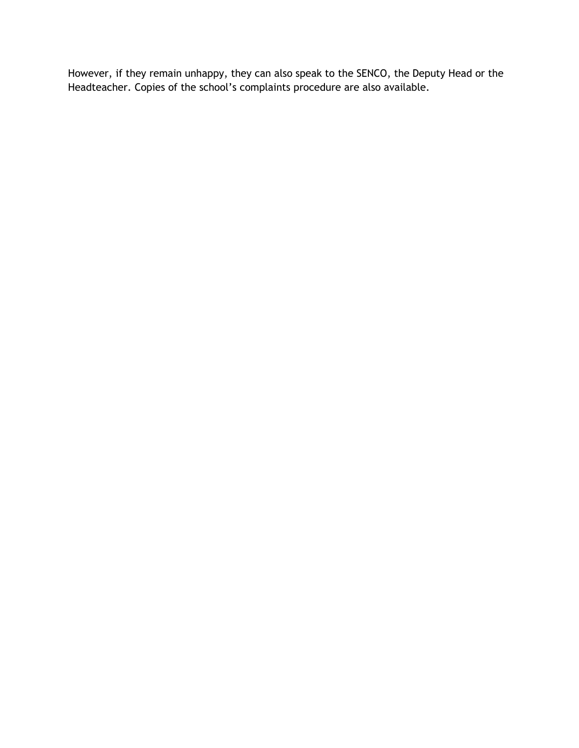However, if they remain unhappy, they can also speak to the SENCO, the Deputy Head or the Headteacher. Copies of the school's complaints procedure are also available.